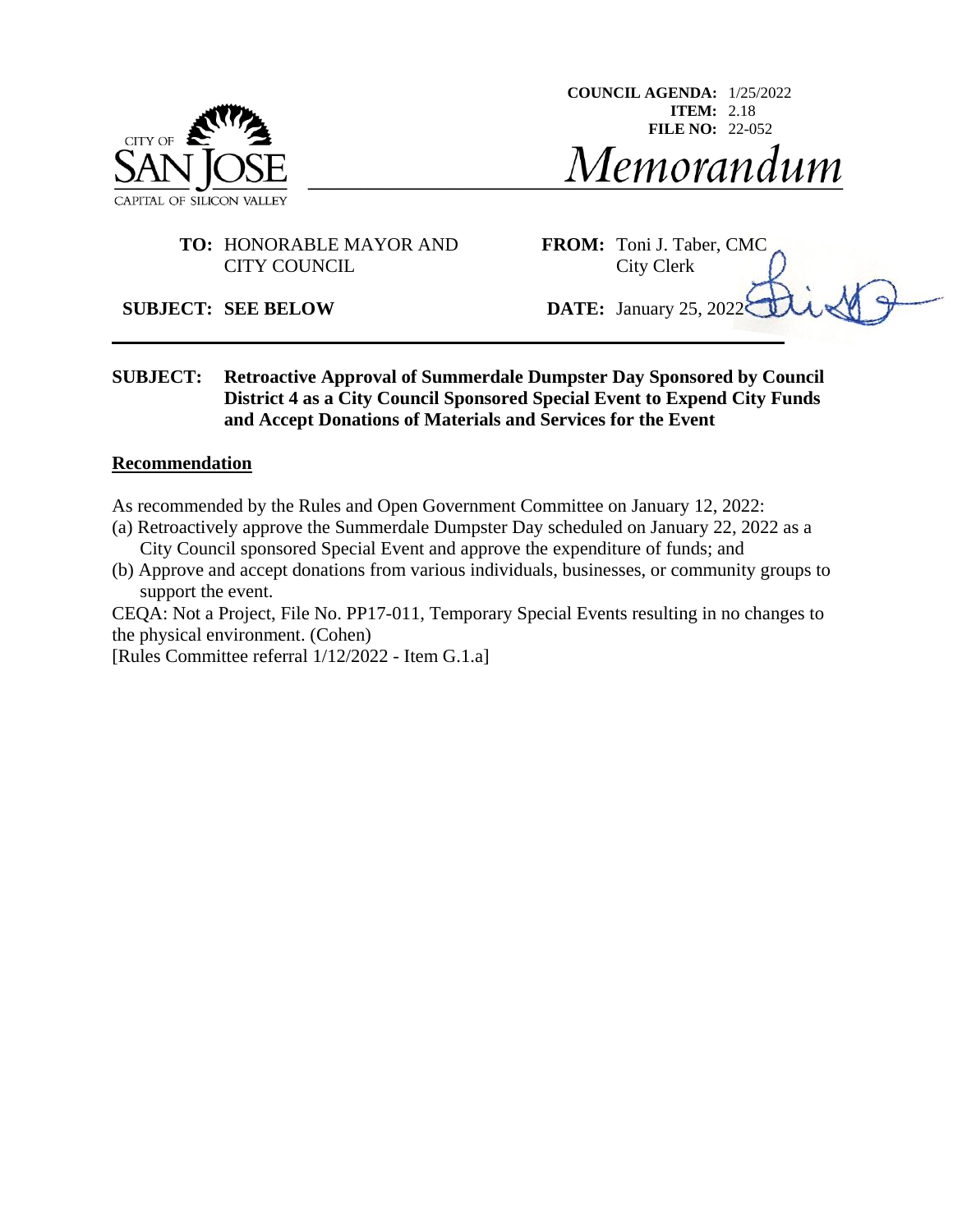COUNCIL AGENDA: 1/25/2022
ITEM: 2.18
FILE NO: 22-052

CITY OF SAN JOSE
CAPITAL OF SILICON VALLEY

# Memorandum

**TO:** HONORABLE MAYOR AND CITY COUNCIL

**FROM:** Toni J. Taber, CMC
City Clerk

**SUBJECT: SEE BELOW**

**DATE:** January 25, 2022

---

**SUBJECT: Retroactive Approval of Summerdale Dumpster Day Sponsored by Council District 4 as a City Council Sponsored Special Event to Expend City Funds and Accept Donations of Materials and Services for the Event**

## Recommendation

As recommended by the Rules and Open Government Committee on January 12, 2022:

(a) Retroactively approve the Summerdale Dumpster Day scheduled on January 22, 2022 as a City Council sponsored Special Event and approve the expenditure of funds; and

(b) Approve and accept donations from various individuals, businesses, or community groups to support the event.

CEQA: Not a Project, File No. PP17-011, Temporary Special Events resulting in no changes to the physical environment. (Cohen)

[Rules Committee referral 1/12/2022 - Item G.1.a]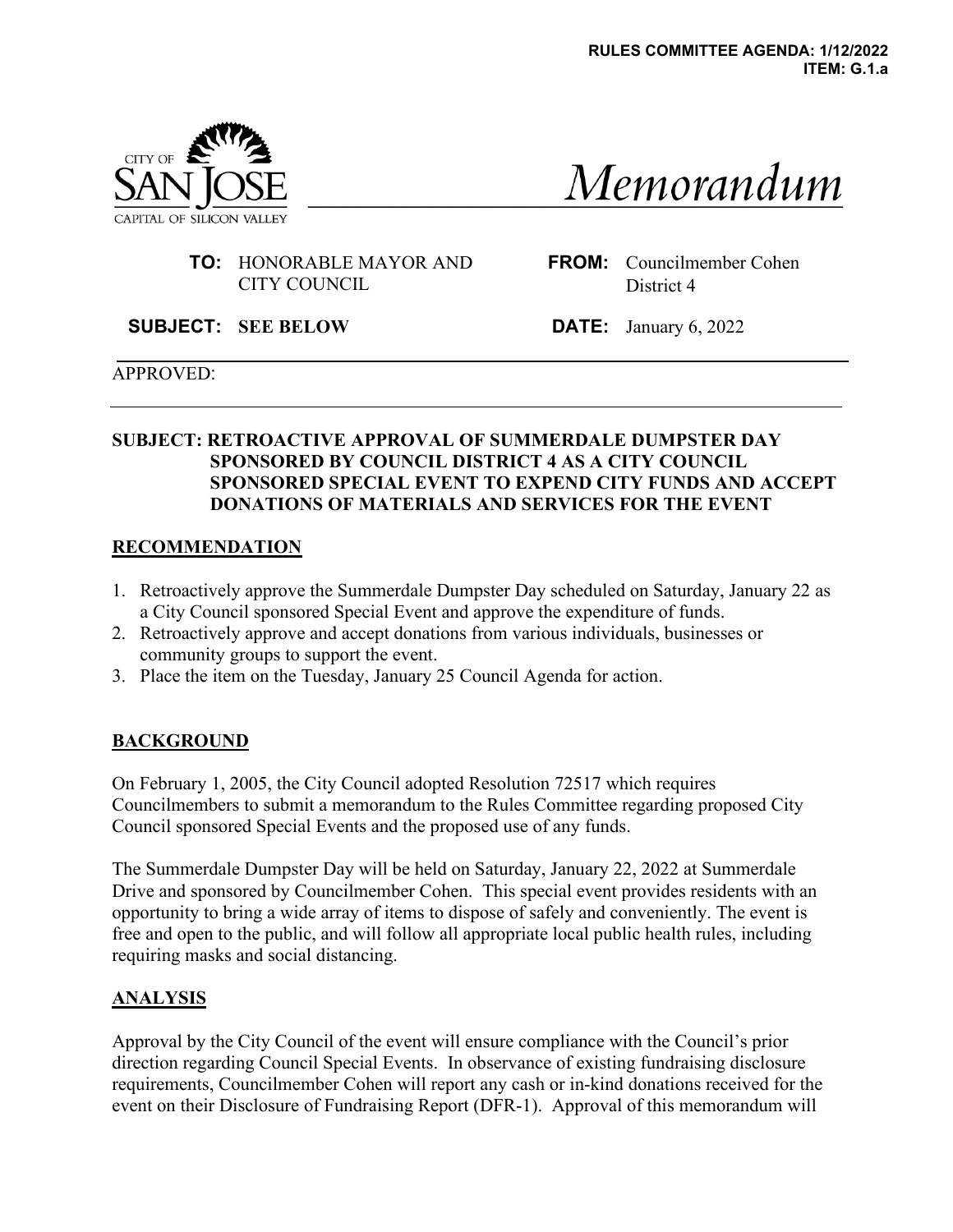**RULES COMMITTEE AGENDA: 1/12/2022**
**ITEM: G.1.a**

CITY OF SAN JOSE
CAPITAL OF SILICON VALLEY

# Memorandum

**TO:** HONORABLE MAYOR AND CITY COUNCIL

**FROM:** Councilmember Cohen District 4

**SUBJECT:** SEE BELOW

**DATE:** January 6, 2022

APPROVED:

---

**SUBJECT: RETROACTIVE APPROVAL OF SUMMERDALE DUMPSTER DAY SPONSORED BY COUNCIL DISTRICT 4 AS A CITY COUNCIL SPONSORED SPECIAL EVENT TO EXPEND CITY FUNDS AND ACCEPT DONATIONS OF MATERIALS AND SERVICES FOR THE EVENT**

## RECOMMENDATION

1. Retroactively approve the Summerdale Dumpster Day scheduled on Saturday, January 22 as a City Council sponsored Special Event and approve the expenditure of funds.
2. Retroactively approve and accept donations from various individuals, businesses or community groups to support the event.
3. Place the item on the Tuesday, January 25 Council Agenda for action.

## BACKGROUND

On February 1, 2005, the City Council adopted Resolution 72517 which requires Councilmembers to submit a memorandum to the Rules Committee regarding proposed City Council sponsored Special Events and the proposed use of any funds.

The Summerdale Dumpster Day will be held on Saturday, January 22, 2022 at Summerdale Drive and sponsored by Councilmember Cohen. This special event provides residents with an opportunity to bring a wide array of items to dispose of safely and conveniently. The event is free and open to the public, and will follow all appropriate local public health rules, including requiring masks and social distancing.

## ANALYSIS

Approval by the City Council of the event will ensure compliance with the Council's prior direction regarding Council Special Events. In observance of existing fundraising disclosure requirements, Councilmember Cohen will report any cash or in-kind donations received for the event on their Disclosure of Fundraising Report (DFR-1). Approval of this memorandum will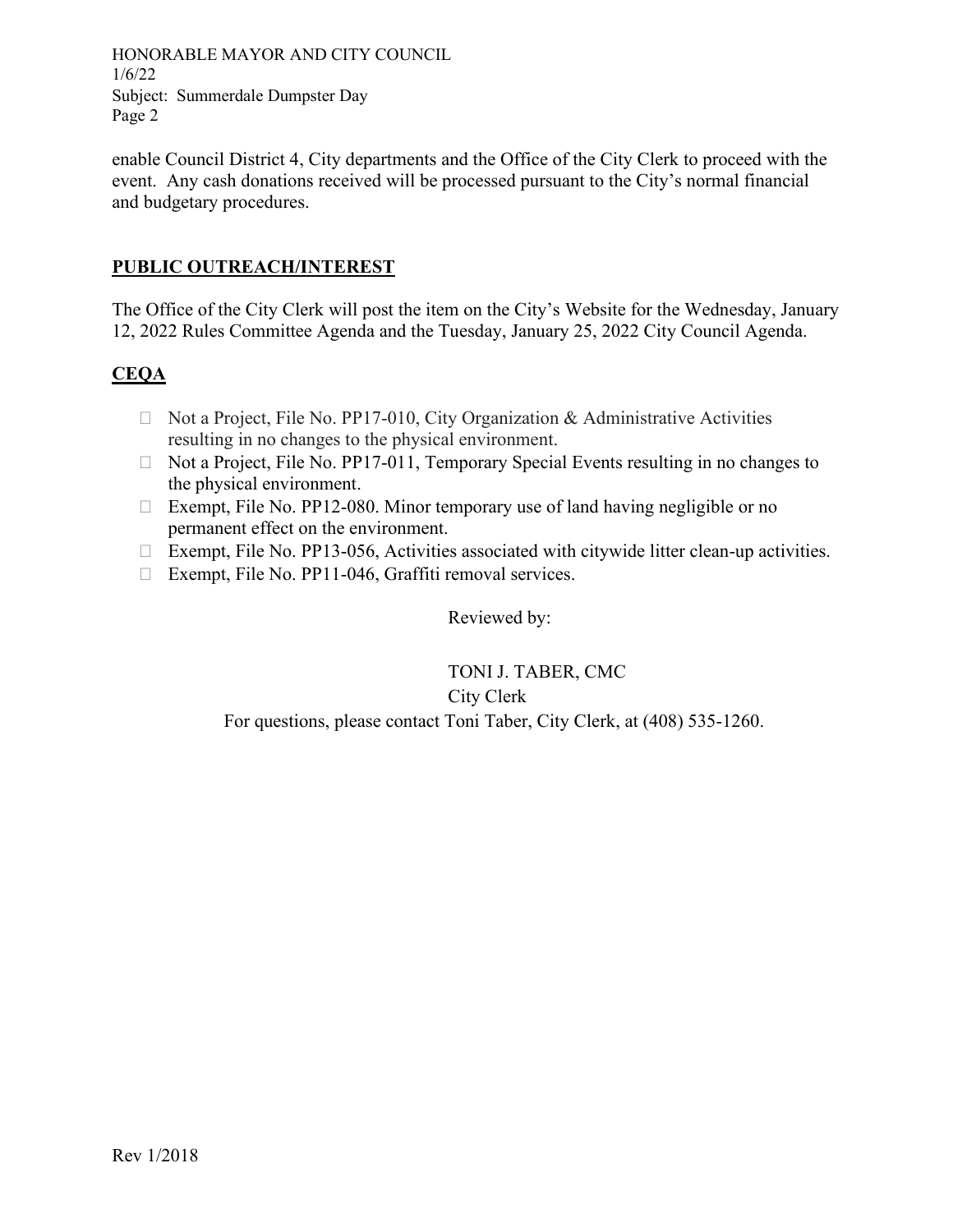enable Council District 4, City departments and the Office of the City Clerk to proceed with the event. Any cash donations received will be processed pursuant to the City's normal financial and budgetary procedures.

## PUBLIC OUTREACH/INTEREST

The Office of the City Clerk will post the item on the City's Website for the Wednesday, January 12, 2022 Rules Committee Agenda and the Tuesday, January 25, 2022 City Council Agenda.

## CEQA

- ☐ Not a Project, File No. PP17-010, City Organization & Administrative Activities resulting in no changes to the physical environment.
- ☐ Not a Project, File No. PP17-011, Temporary Special Events resulting in no changes to the physical environment.
- ☐ Exempt, File No. PP12-080. Minor temporary use of land having negligible or no permanent effect on the environment.
- ☐ Exempt, File No. PP13-056, Activities associated with citywide litter clean-up activities.
- ☐ Exempt, File No. PP11-046, Graffiti removal services.

Reviewed by:

TONI J. TABER, CMC
City Clerk

For questions, please contact Toni Taber, City Clerk, at (408) 535-1260.

Rev 1/2018